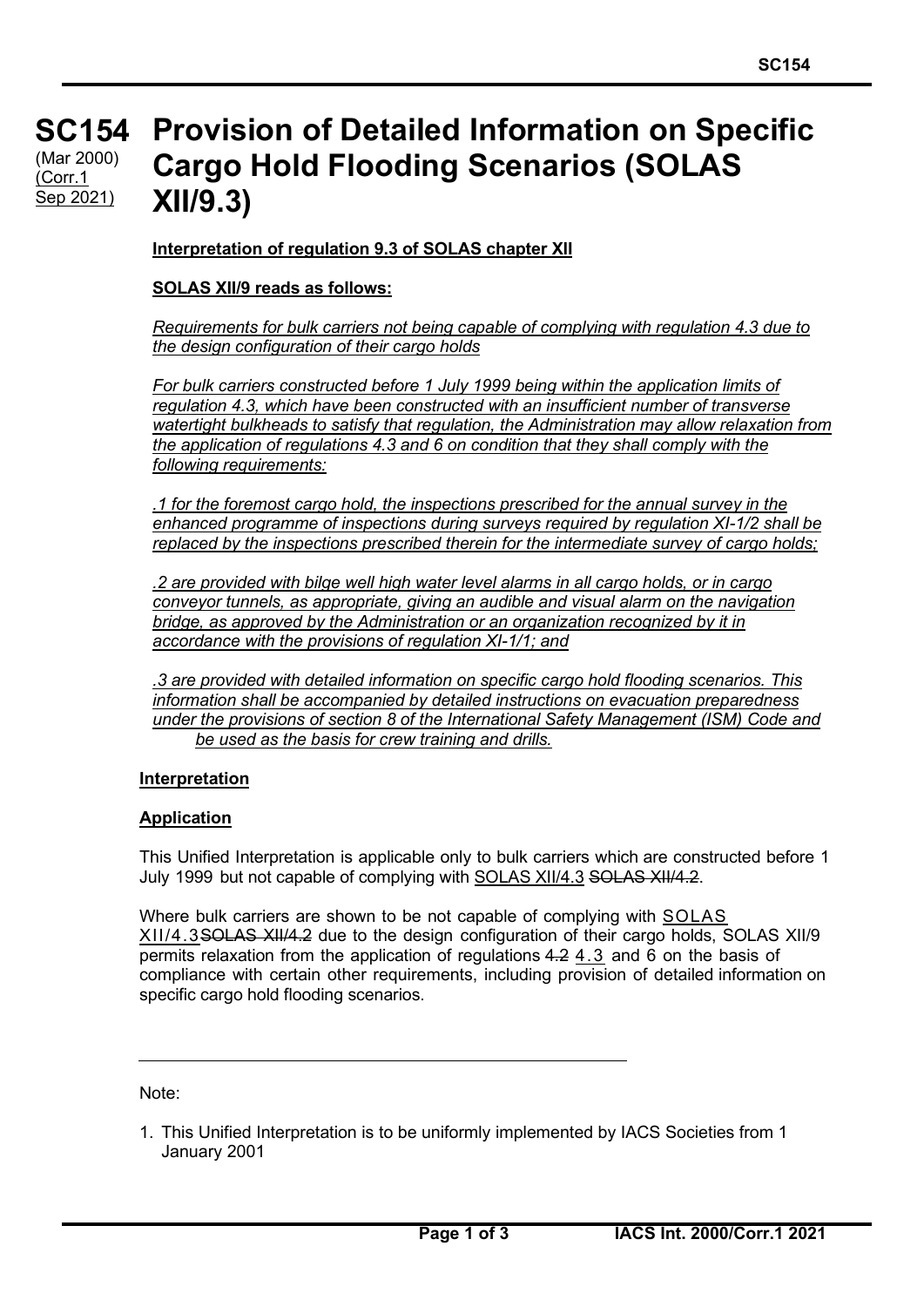# SC154 Provision of Detailed Information on Specific Cargo Hold Flooding Scenarios (SOLAS XII/9.3)

(Mar 2000)
(Corr.1 Sep 2021)

**Interpretation of regulation 9.3 of SOLAS chapter XII**

**SOLAS XII/9 reads as follows:**

*Requirements for bulk carriers not being capable of complying with regulation 4.3 due to the design configuration of their cargo holds*

*For bulk carriers constructed before 1 July 1999 being within the application limits of regulation 4.3, which have been constructed with an insufficient number of transverse watertight bulkheads to satisfy that regulation, the Administration may allow relaxation from the application of regulations 4.3 and 6 on condition that they shall comply with the following requirements:*

*.1 for the foremost cargo hold, the inspections prescribed for the annual survey in the enhanced programme of inspections during surveys required by regulation XI-1/2 shall be replaced by the inspections prescribed therein for the intermediate survey of cargo holds;*

*.2 are provided with bilge well high water level alarms in all cargo holds, or in cargo conveyor tunnels, as appropriate, giving an audible and visual alarm on the navigation bridge, as approved by the Administration or an organization recognized by it in accordance with the provisions of regulation XI-1/1; and*

*.3 are provided with detailed information on specific cargo hold flooding scenarios. This information shall be accompanied by detailed instructions on evacuation preparedness under the provisions of section 8 of the International Safety Management (ISM) Code and be used as the basis for crew training and drills.*

**Interpretation**

**Application**

This Unified Interpretation is applicable only to bulk carriers which are constructed before 1 July 1999 but not capable of complying with SOLAS XII/4.3 ~~SOLAS XII/4.2~~.

Where bulk carriers are shown to be not capable of complying with SOLAS XII/4.3 ~~SOLAS XII/4.2~~ due to the design configuration of their cargo holds, SOLAS XII/9 permits relaxation from the application of regulations ~~4.2~~ 4.3 and 6 on the basis of compliance with certain other requirements, including provision of detailed information on specific cargo hold flooding scenarios.

---

Note:

1. This Unified Interpretation is to be uniformly implemented by IACS Societies from 1 January 2001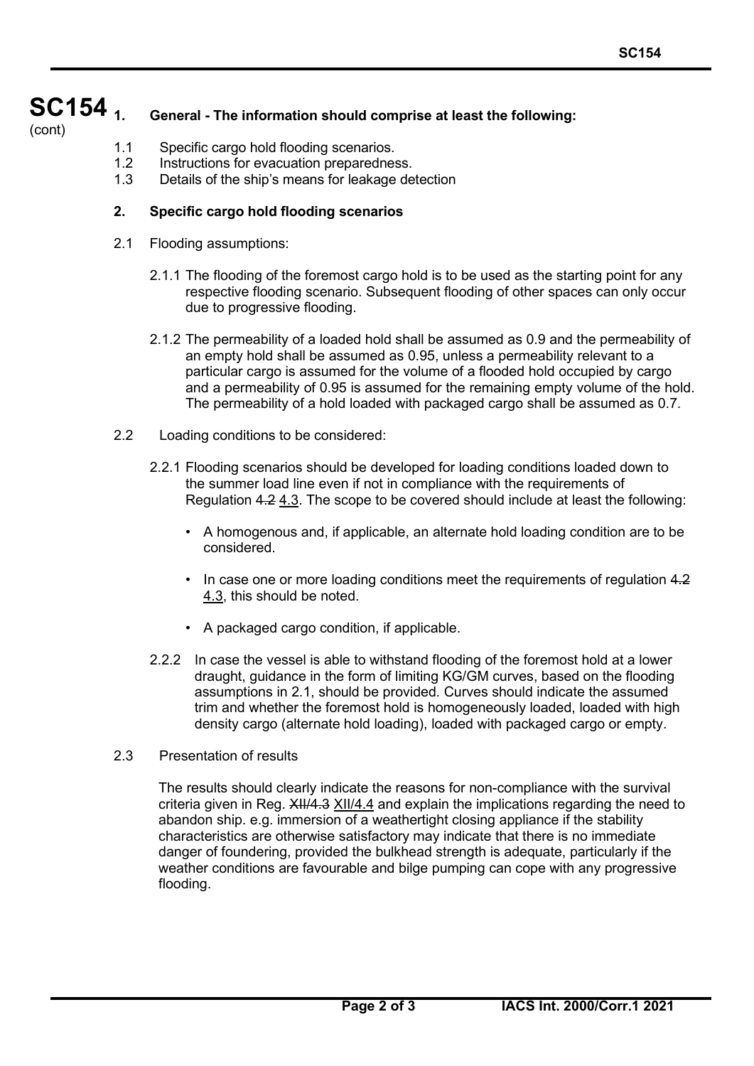**1. General - The information should comprise at least the following:**

1.1 Specific cargo hold flooding scenarios.
1.2 Instructions for evacuation preparedness.
1.3 Details of the ship's means for leakage detection

**2. Specific cargo hold flooding scenarios**

2.1 Flooding assumptions:

2.1.1 The flooding of the foremost cargo hold is to be used as the starting point for any respective flooding scenario. Subsequent flooding of other spaces can only occur due to progressive flooding.

2.1.2 The permeability of a loaded hold shall be assumed as 0.9 and the permeability of an empty hold shall be assumed as 0.95, unless a permeability relevant to a particular cargo is assumed for the volume of a flooded hold occupied by cargo and a permeability of 0.95 is assumed for the remaining empty volume of the hold. The permeability of a hold loaded with packaged cargo shall be assumed as 0.7.

2.2 Loading conditions to be considered:

2.2.1 Flooding scenarios should be developed for loading conditions loaded down to the summer load line even if not in compliance with the requirements of Regulation ~~4.2~~ 4.3. The scope to be covered should include at least the following:

- A homogenous and, if applicable, an alternate hold loading condition are to be considered.
- In case one or more loading conditions meet the requirements of regulation ~~4.2~~ 4.3, this should be noted.
- A packaged cargo condition, if applicable.

2.2.2 In case the vessel is able to withstand flooding of the foremost hold at a lower draught, guidance in the form of limiting KG/GM curves, based on the flooding assumptions in 2.1, should be provided. Curves should indicate the assumed trim and whether the foremost hold is homogeneously loaded, loaded with high density cargo (alternate hold loading), loaded with packaged cargo or empty.

2.3 Presentation of results

The results should clearly indicate the reasons for non-compliance with the survival criteria given in Reg. ~~XII/4.3~~ XII/4.4 and explain the implications regarding the need to abandon ship. e.g. immersion of a weathertight closing appliance if the stability characteristics are otherwise satisfactory may indicate that there is no immediate danger of foundering, provided the bulkhead strength is adequate, particularly if the weather conditions are favourable and bilge pumping can cope with any progressive flooding.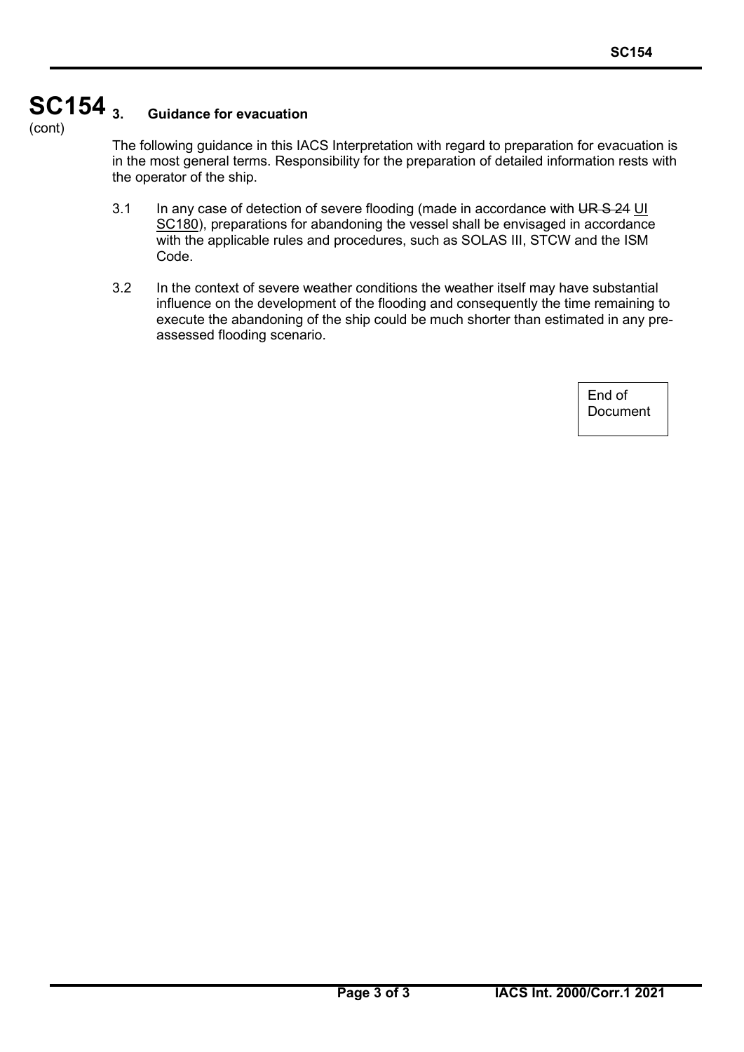## 3. Guidance for evacuation

The following guidance in this IACS Interpretation with regard to preparation for evacuation is in the most general terms. Responsibility for the preparation of detailed information rests with the operator of the ship.

3.1 In any case of detection of severe flooding (made in accordance with ~~UR S 24~~ UI SC180), preparations for abandoning the vessel shall be envisaged in accordance with the applicable rules and procedures, such as SOLAS III, STCW and the ISM Code.

3.2 In the context of severe weather conditions the weather itself may have substantial influence on the development of the flooding and consequently the time remaining to execute the abandoning of the ship could be much shorter than estimated in any pre-assessed flooding scenario.

End of Document